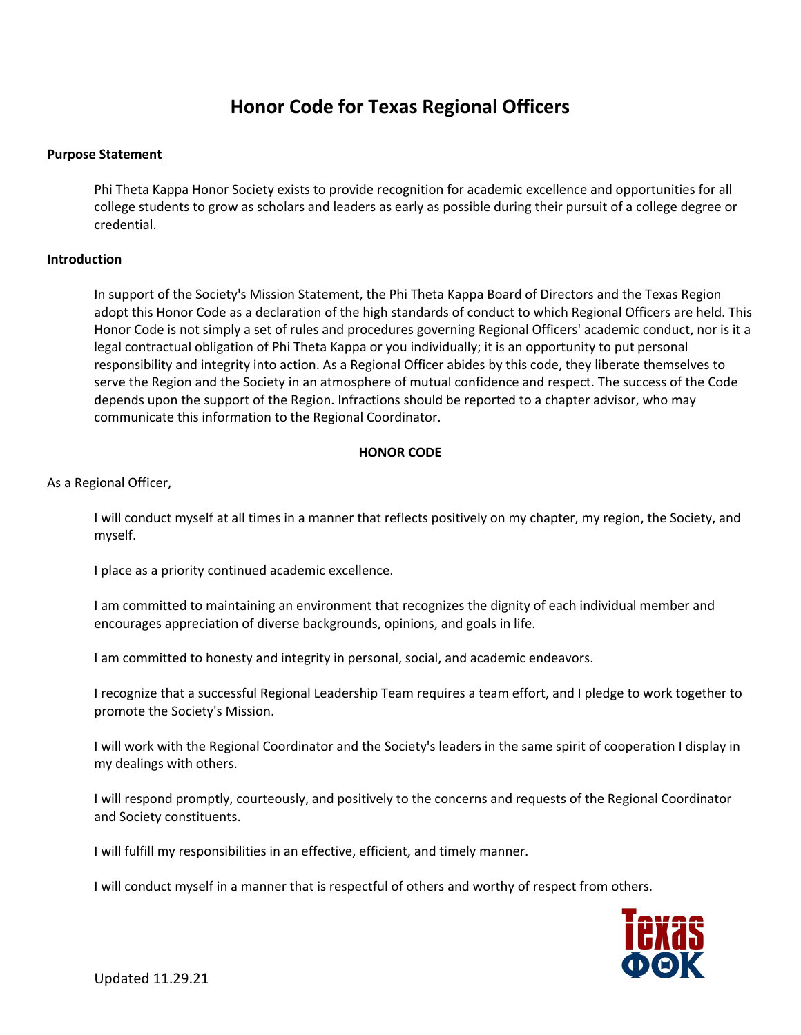# Honor Code for Texas Regional Officers

**Purpose Statement**

Phi Theta Kappa Honor Society exists to provide recognition for academic excellence and opportunities for all college students to grow as scholars and leaders as early as possible during their pursuit of a college degree or credential.

**Introduction**

In support of the Society's Mission Statement, the Phi Theta Kappa Board of Directors and the Texas Region adopt this Honor Code as a declaration of the high standards of conduct to which Regional Officers are held. This Honor Code is not simply a set of rules and procedures governing Regional Officers' academic conduct, nor is it a legal contractual obligation of Phi Theta Kappa or you individually; it is an opportunity to put personal responsibility and integrity into action. As a Regional Officer abides by this code, they liberate themselves to serve the Region and the Society in an atmosphere of mutual confidence and respect. The success of the Code depends upon the support of the Region. Infractions should be reported to a chapter advisor, who may communicate this information to the Regional Coordinator.

## HONOR CODE

As a Regional Officer,

I will conduct myself at all times in a manner that reflects positively on my chapter, my region, the Society, and myself.

I place as a priority continued academic excellence.

I am committed to maintaining an environment that recognizes the dignity of each individual member and encourages appreciation of diverse backgrounds, opinions, and goals in life.

I am committed to honesty and integrity in personal, social, and academic endeavors.

I recognize that a successful Regional Leadership Team requires a team effort, and I pledge to work together to promote the Society's Mission.

I will work with the Regional Coordinator and the Society's leaders in the same spirit of cooperation I display in my dealings with others.

I will respond promptly, courteously, and positively to the concerns and requests of the Regional Coordinator and Society constituents.

I will fulfill my responsibilities in an effective, efficient, and timely manner.

I will conduct myself in a manner that is respectful of others and worthy of respect from others.

Updated 11.29.21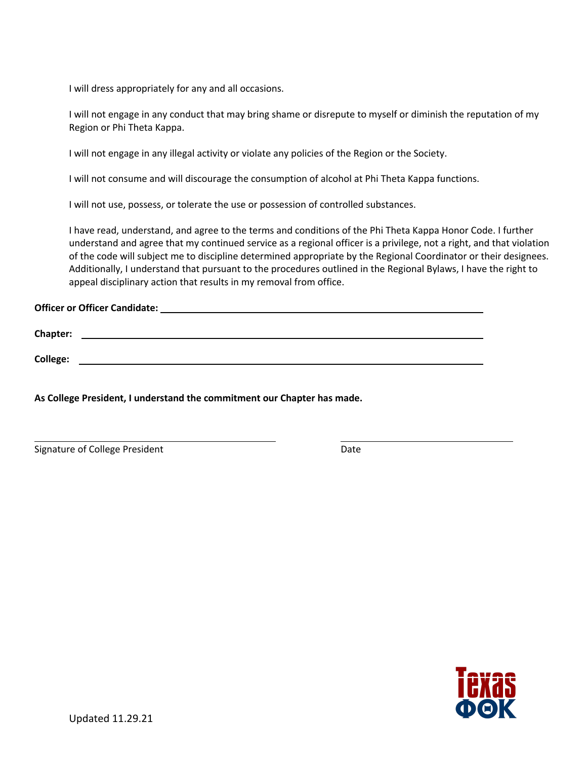I will dress appropriately for any and all occasions.

I will not engage in any conduct that may bring shame or disrepute to myself or diminish the reputation of my Region or Phi Theta Kappa.

I will not engage in any illegal activity or violate any policies of the Region or the Society.

I will not consume and will discourage the consumption of alcohol at Phi Theta Kappa functions.

I will not use, possess, or tolerate the use or possession of controlled substances.

I have read, understand, and agree to the terms and conditions of the Phi Theta Kappa Honor Code. I further understand and agree that my continued service as a regional officer is a privilege, not a right, and that violation of the code will subject me to discipline determined appropriate by the Regional Coordinator or their designees. Additionally, I understand that pursuant to the procedures outlined in the Regional Bylaws, I have the right to appeal disciplinary action that results in my removal from office.

**Officer or Officer Candidate:** ______________________________________________

**Chapter:** ______________________________________________

**College:** ______________________________________________

**As College President, I understand the commitment our Chapter has made.**

______________________________ ______________________

Signature of College President Date

Updated 11.29.21